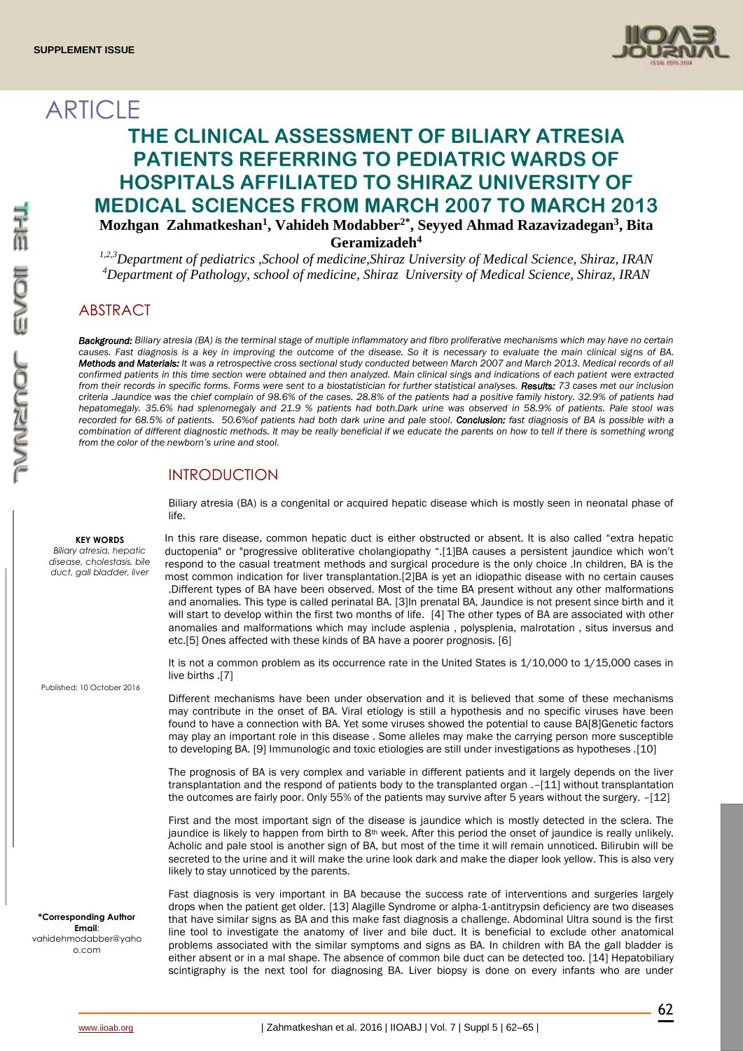SUPPLEMENT ISSUE

# ARTICLE

# THE CLINICAL ASSESSMENT OF BILIARY ATRESIA PATIENTS REFERRING TO PEDIATRIC WARDS OF HOSPITALS AFFILIATED TO SHIRAZ UNIVERSITY OF MEDICAL SCIENCES FROM MARCH 2007 TO MARCH 2013

**Mozhgan Zahmatkeshan[1], Vahideh Modabber[2*], Seyyed Ahmad Razavizadegan[3], Bita Geramizadeh[4]**

*[1,2,3]Department of pediatrics ,School of medicine,Shiraz University of Medical Science, Shiraz, IRAN*
*[4]Department of Pathology, school of medicine, Shiraz University of Medical Science, Shiraz, IRAN*

## ABSTRACT

***Background:*** *Biliary atresia (BA) is the terminal stage of multiple inflammatory and fibro proliferative mechanisms which may have no certain causes. Fast diagnosis is a key in improving the outcome of the disease. So it is necessary to evaluate the main clinical signs of BA.* ***Methods and Materials:*** *It was a retrospective cross sectional study conducted between March 2007 and March 2013. Medical records of all confirmed patients in this time section were obtained and then analyzed. Main clinical sings and indications of each patient were extracted from their records in specific forms. Forms were sent to a biostatistician for further statistical analyses.* ***Results:*** *73 cases met our inclusion criteria .Jaundice was the chief complain of 98.6% of the cases. 28.8% of the patients had a positive family history. 32.9% of patients had hepatomegaly. 35.6% had splenomegaly and 21.9 % patients had both.Dark urine was observed in 58.9% of patients. Pale stool was recorded for 68.5% of patients. 50.6%of patients had both dark urine and pale stool.* ***Conclusion:*** *fast diagnosis of BA is possible with a combination of different diagnostic methods. It may be really beneficial if we educate the parents on how to tell if there is something wrong from the color of the newborn's urine and stool.*

**KEY WORDS**
*Biliary atresia, hepatic disease, cholestasis, bile duct, gall bladder, liver*

Published: 10 October 2016

**\*Corresponding Author**
**Email**: vahidehmodabber@yahoo.com

## INTRODUCTION

Biliary atresia (BA) is a congenital or acquired hepatic disease which is mostly seen in neonatal phase of life.

In this rare disease, common hepatic duct is either obstructed or absent. It is also called "extra hepatic ductopenia" or "progressive obliterative cholangiopathy ".[1]BA causes a persistent jaundice which won't respond to the casual treatment methods and surgical procedure is the only choice .In children, BA is the most common indication for liver transplantation.[2]BA is yet an idiopathic disease with no certain causes .Different types of BA have been observed. Most of the time BA present without any other malformations and anomalies. This type is called perinatal BA. [3]In prenatal BA, Jaundice is not present since birth and it will start to develop within the first two months of life. [4] The other types of BA are associated with other anomalies and malformations which may include asplenia , polysplenia, malrotation , situs inversus and etc.[5] Ones affected with these kinds of BA have a poorer prognosis. [6]

It is not a common problem as its occurrence rate in the United States is 1/10,000 to 1/15,000 cases in live births .[7]

Different mechanisms have been under observation and it is believed that some of these mechanisms may contribute in the onset of BA. Viral etiology is still a hypothesis and no specific viruses have been found to have a connection with BA. Yet some viruses showed the potential to cause BA[8]Genetic factors may play an important role in this disease . Some alleles may make the carrying person more susceptible to developing BA. [9] Immunologic and toxic etiologies are still under investigations as hypotheses .[10]

The prognosis of BA is very complex and variable in different patients and it largely depends on the liver transplantation and the respond of patients body to the transplanted organ .–[11] without transplantation the outcomes are fairly poor. Only 55% of the patients may survive after 5 years without the surgery. –[12]

First and the most important sign of the disease is jaundice which is mostly detected in the sclera. The jaundice is likely to happen from birth to 8th week. After this period the onset of jaundice is really unlikely. Acholic and pale stool is another sign of BA, but most of the time it will remain unnoticed. Bilirubin will be secreted to the urine and it will make the urine look dark and make the diaper look yellow. This is also very likely to stay unnoticed by the parents.

Fast diagnosis is very important in BA because the success rate of interventions and surgeries largely drops when the patient get older. [13] Alagille Syndrome or alpha-1-antitrypsin deficiency are two diseases that have similar signs as BA and this make fast diagnosis a challenge. Abdominal Ultra sound is the first line tool to investigate the anatomy of liver and bile duct. It is beneficial to exclude other anatomical problems associated with the similar symptoms and signs as BA. In children with BA the gall bladder is either absent or in a mal shape. The absence of common bile duct can be detected too. [14] Hepatobiliary scintigraphy is the next tool for diagnosing BA. Liver biopsy is done on every infants who are under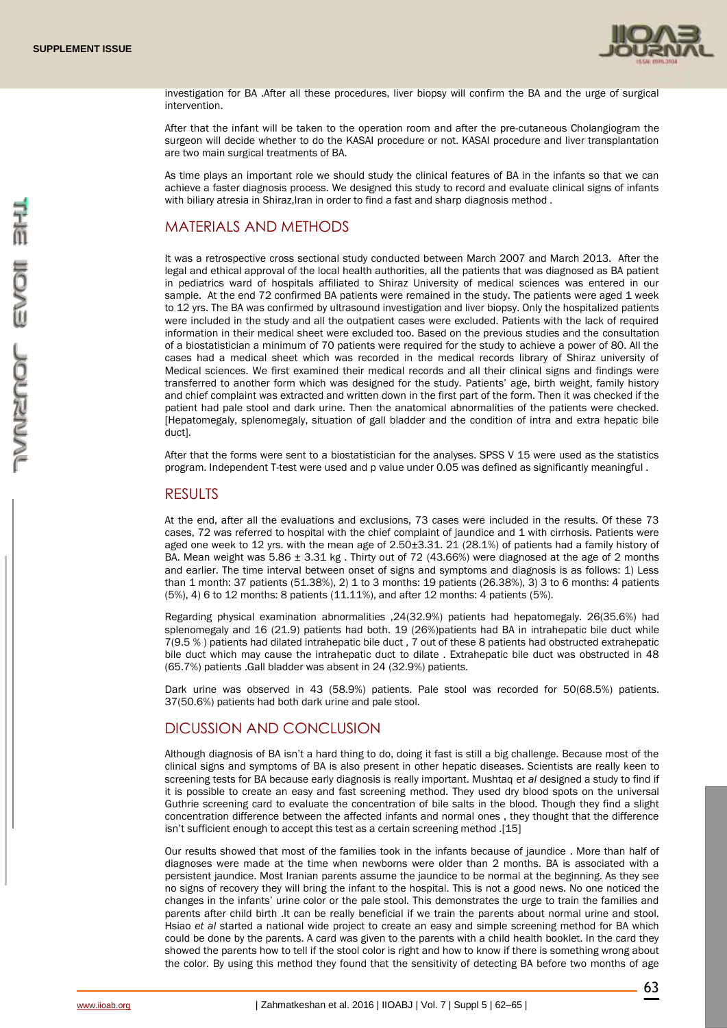investigation for BA .After all these procedures, liver biopsy will confirm the BA and the urge of surgical intervention.

After that the infant will be taken to the operation room and after the pre-cutaneous Cholangiogram the surgeon will decide whether to do the KASAI procedure or not. KASAI procedure and liver transplantation are two main surgical treatments of BA.

As time plays an important role we should study the clinical features of BA in the infants so that we can achieve a faster diagnosis process. We designed this study to record and evaluate clinical signs of infants with biliary atresia in Shiraz,Iran in order to find a fast and sharp diagnosis method .

## MATERIALS AND METHODS

It was a retrospective cross sectional study conducted between March 2007 and March 2013. After the legal and ethical approval of the local health authorities, all the patients that was diagnosed as BA patient in pediatrics ward of hospitals affiliated to Shiraz University of medical sciences was entered in our sample. At the end 72 confirmed BA patients were remained in the study. The patients were aged 1 week to 12 yrs. The BA was confirmed by ultrasound investigation and liver biopsy. Only the hospitalized patients were included in the study and all the outpatient cases were excluded. Patients with the lack of required information in their medical sheet were excluded too. Based on the previous studies and the consultation of a biostatistician a minimum of 70 patients were required for the study to achieve a power of 80. All the cases had a medical sheet which was recorded in the medical records library of Shiraz university of Medical sciences. We first examined their medical records and all their clinical signs and findings were transferred to another form which was designed for the study. Patients' age, birth weight, family history and chief complaint was extracted and written down in the first part of the form. Then it was checked if the patient had pale stool and dark urine. Then the anatomical abnormalities of the patients were checked. [Hepatomegaly, splenomegaly, situation of gall bladder and the condition of intra and extra hepatic bile duct].

After that the forms were sent to a biostatistician for the analyses. SPSS V 15 were used as the statistics program. Independent T-test were used and p value under 0.05 was defined as significantly meaningful .

## RESULTS

At the end, after all the evaluations and exclusions, 73 cases were included in the results. Of these 73 cases, 72 was referred to hospital with the chief complaint of jaundice and 1 with cirrhosis. Patients were aged one week to 12 yrs. with the mean age of 2.50±3.31. 21 (28.1%) of patients had a family history of BA. Mean weight was 5.86 ± 3.31 kg . Thirty out of 72 (43.66%) were diagnosed at the age of 2 months and earlier. The time interval between onset of signs and symptoms and diagnosis is as follows: 1) Less than 1 month: 37 patients (51.38%), 2) 1 to 3 months: 19 patients (26.38%), 3) 3 to 6 months: 4 patients (5%), 4) 6 to 12 months: 8 patients (11.11%), and after 12 months: 4 patients (5%).

Regarding physical examination abnormalities ,24(32.9%) patients had hepatomegaly. 26(35.6%) had splenomegaly and 16 (21.9) patients had both. 19 (26%)patients had BA in intrahepatic bile duct while 7(9.5 % ) patients had dilated intrahepatic bile duct , 7 out of these 8 patients had obstructed extrahepatic bile duct which may cause the intrahepatic duct to dilate . Extrahepatic bile duct was obstructed in 48 (65.7%) patients .Gall bladder was absent in 24 (32.9%) patients.

Dark urine was observed in 43 (58.9%) patients. Pale stool was recorded for 50(68.5%) patients. 37(50.6%) patients had both dark urine and pale stool.

## DICUSSION AND CONCLUSION

Although diagnosis of BA isn't a hard thing to do, doing it fast is still a big challenge. Because most of the clinical signs and symptoms of BA is also present in other hepatic diseases. Scientists are really keen to screening tests for BA because early diagnosis is really important. Mushtaq *et al* designed a study to find if it is possible to create an easy and fast screening method. They used dry blood spots on the universal Guthrie screening card to evaluate the concentration of bile salts in the blood. Though they find a slight concentration difference between the affected infants and normal ones , they thought that the difference isn't sufficient enough to accept this test as a certain screening method .[15]

Our results showed that most of the families took in the infants because of jaundice . More than half of diagnoses were made at the time when newborns were older than 2 months. BA is associated with a persistent jaundice. Most Iranian parents assume the jaundice to be normal at the beginning. As they see no signs of recovery they will bring the infant to the hospital. This is not a good news. No one noticed the changes in the infants' urine color or the pale stool. This demonstrates the urge to train the families and parents after child birth .It can be really beneficial if we train the parents about normal urine and stool. Hsiao *et al* started a national wide project to create an easy and simple screening method for BA which could be done by the parents. A card was given to the parents with a child health booklet. In the card they showed the parents how to tell if the stool color is right and how to know if there is something wrong about the color. By using this method they found that the sensitivity of detecting BA before two months of age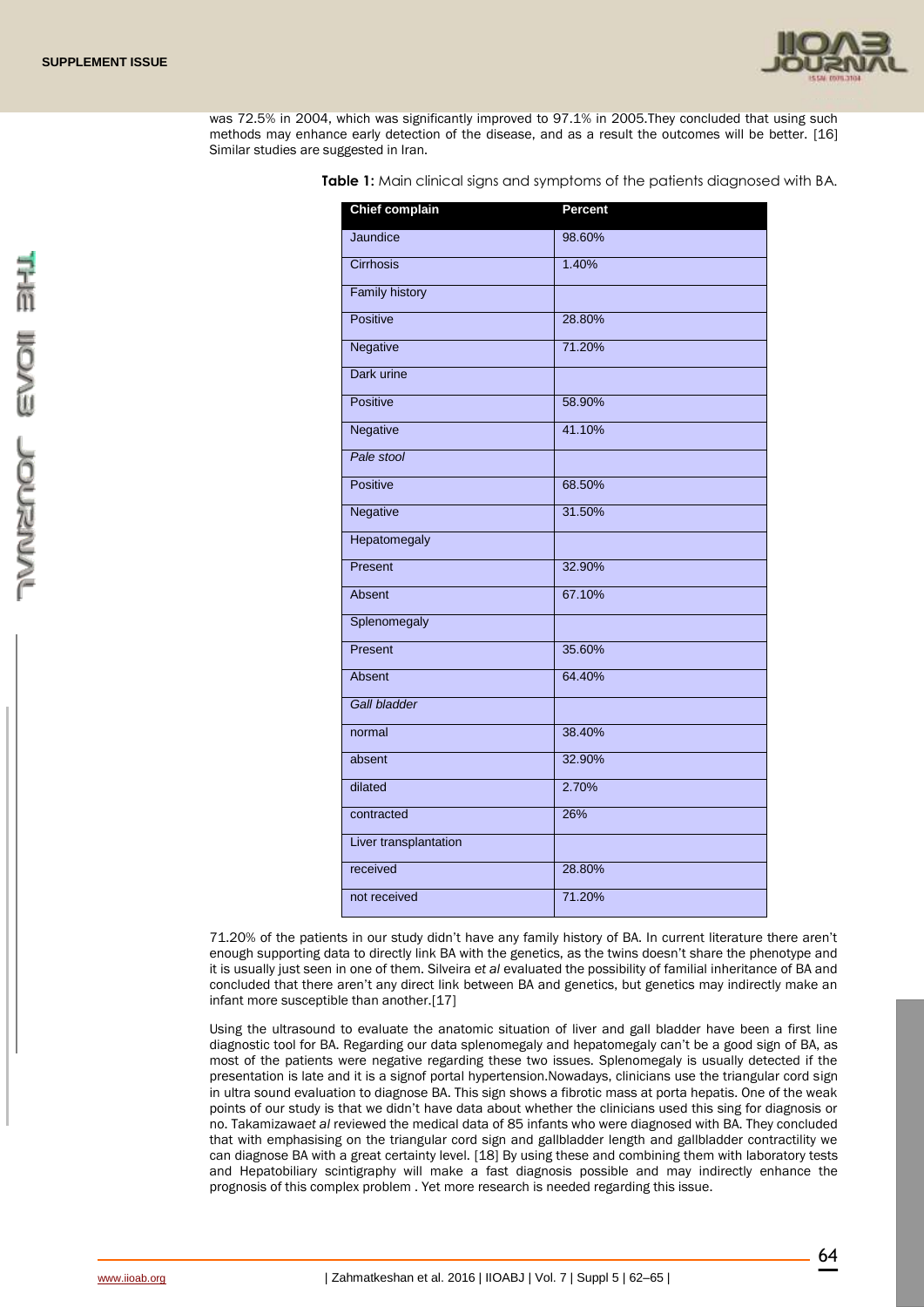was 72.5% in 2004, which was significantly improved to 97.1% in 2005.They concluded that using such methods may enhance early detection of the disease, and as a result the outcomes will be better. [16] Similar studies are suggested in Iran.

**Table 1:** Main clinical signs and symptoms of the patients diagnosed with BA.

| Chief complain | Percent |
|---|---|
| Jaundice | 98.60% |
| Cirrhosis | 1.40% |
| Family history | |
| Positive | 28.80% |
| Negative | 71.20% |
| Dark urine | |
| Positive | 58.90% |
| Negative | 41.10% |
| *Pale stool* | |
| Positive | 68.50% |
| Negative | 31.50% |
| Hepatomegaly | |
| Present | 32.90% |
| Absent | 67.10% |
| Splenomegaly | |
| Present | 35.60% |
| Absent | 64.40% |
| *Gall bladder* | |
| normal | 38.40% |
| absent | 32.90% |
| dilated | 2.70% |
| contracted | 26% |
| Liver transplantation | |
| received | 28.80% |
| not received | 71.20% |

71.20% of the patients in our study didn't have any family history of BA. In current literature there aren't enough supporting data to directly link BA with the genetics, as the twins doesn't share the phenotype and it is usually just seen in one of them. Silveira *et al* evaluated the possibility of familial inheritance of BA and concluded that there aren't any direct link between BA and genetics, but genetics may indirectly make an infant more susceptible than another.[17]

Using the ultrasound to evaluate the anatomic situation of liver and gall bladder have been a first line diagnostic tool for BA. Regarding our data splenomegaly and hepatomegaly can't be a good sign of BA, as most of the patients were negative regarding these two issues. Splenomegaly is usually detected if the presentation is late and it is a signof portal hypertension.Nowadays, clinicians use the triangular cord sign in ultra sound evaluation to diagnose BA. This sign shows a fibrotic mass at porta hepatis. One of the weak points of our study is that we didn't have data about whether the clinicians used this sing for diagnosis or no. Takamizawa*et al* reviewed the medical data of 85 infants who were diagnosed with BA. They concluded that with emphasising on the triangular cord sign and gallbladder length and gallbladder contractility we can diagnose BA with a great certainty level. [18] By using these and combining them with laboratory tests and Hepatobiliary scintigraphy will make a fast diagnosis possible and may indirectly enhance the prognosis of this complex problem . Yet more research is needed regarding this issue.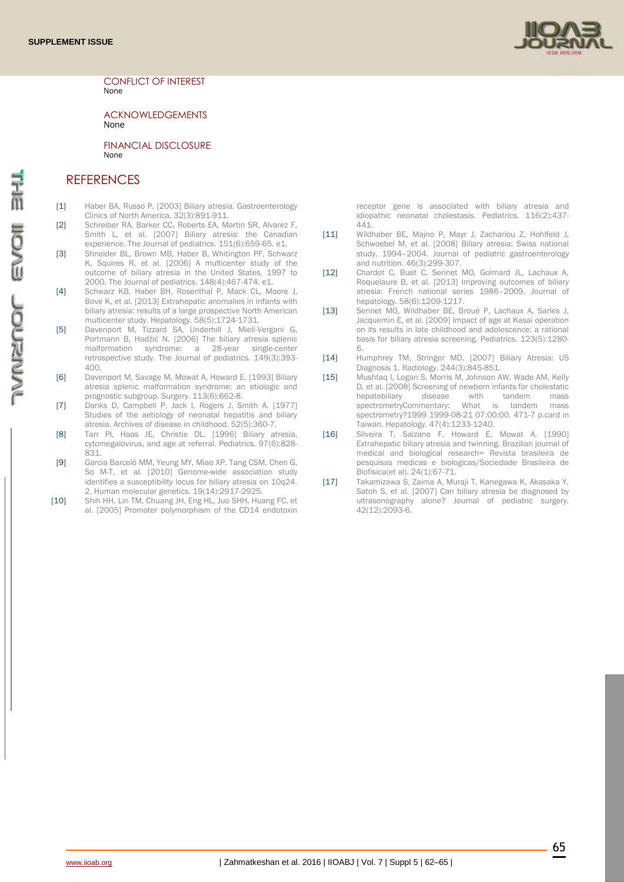CONFLICT OF INTEREST
None

ACKNOWLEDGEMENTS
None

FINANCIAL DISCLOSURE
None

## REFERENCES

[1] Haber BA, Russo P. [2003] Biliary atresia. Gastroenterology Clinics of North America, 32(3):891-911.

[2] Schreiber RA, Barker CC, Roberts EA, Martin SR, Alvarez F, Smith L, et al. [2007] Biliary atresia: the Canadian experience. The Journal of pediatrics. 151(6):659-65. e1.

[3] Shneider BL, Brown MB, Haber B, Whitington PF, Schwarz K, Squires R, et al. [2006] A multicenter study of the outcome of biliary atresia in the United States, 1997 to 2000. The Journal of pediatrics. 148(4):467-474. e1.

[4] Schwarz KB, Haber BH, Rosenthal P, Mack CL, Moore J, Bove K, et al. [2013] Extrahepatic anomalies in infants with biliary atresia: results of a large prospective North American multicenter study. Hepatology. 58(5):1724-1731.

[5] Davenport M, Tizzard SA, Underhill J, Mieli-Vergani G, Portmann B, Hadžić N. [2006] The biliary atresia splenic malformation syndrome: a 28-year single-center retrospective study. The Journal of pediatrics. 149(3):393-400.

[6] Davenport M, Savage M, Mowat A, Howard E. [1993] Biliary atresia splenic malformation syndrome: an etiologic and prognostic subgroup. Surgery. 113(6):662-8.

[7] Danks D, Campbell P, Jack I, Rogers J, Smith A. [1977] Studies of the aetiology of neonatal hepatitis and biliary atresia. Archives of disease in childhood. 52(5):360-7.

[8] Tarr PI, Haas JE, Christie DL. [1996] Biliary atresia, cytomegalovirus, and age at referral. Pediatrics. 97(6):828-831.

[9] Garcia Barceló MM, Yeung MY, Miao XP, Tang CSM, Chen G, So M-T, et al. [2010] Genome-wide association study identifies a susceptibility locus for biliary atresia on 10q24. 2. Human molecular genetics. 19(14):2917-2925.

[10] Shih HH, Lin TM, Chuang JH, Eng HL, Juo SHH, Huang FC, et al. [2005] Promoter polymorphism of the CD14 endotoxin receptor gene is associated with biliary atresia and idiopathic neonatal cholestasis. Pediatrics. 116(2):437-441.

[11] Wildhaber BE, Majno P, Mayr J, Zachariou Z, Hohlfeld J, Schwoebel M, et al. [2008] Biliary atresia: Swiss national study, 1994–2004. Journal of pediatric gastroenterology and nutrition. 46(3):299-307.

[12] Chardot C, Buet C, Serinet MO, Golmard JL, Lachaux A, Roquelaure B, et al. [2013] Improving outcomes of biliary atresia: French national series 1986–2009. Journal of hepatology. 58(6):1209-1217.

[13] Serinet MO, Wildhaber BE, Broué P, Lachaux A, Sarles J, Jacquemin E, et al. [2009] Impact of age at Kasai operation on its results in late childhood and adolescence: a rational basis for biliary atresia screening. Pediatrics. 123(5):1280-6.

[14] Humphrey TM, Stringer MD. [2007] Biliary Atresia: US Diagnosis 1. Radiology. 244(3):845-851.

[15] Mushtaq I, Logan S, Morris M, Johnson AW, Wade AM, Kelly D, et al. [2008] Screening of newborn infants for cholestatic hepatobiliary disease with tandem mass spectrometryCommentary: What is tandem mass spectrometry?1999 1999-08-21 07:00:00. 471-7 p.card in Taiwan. Hepatology. 47(4):1233-1240.

[16] Silveira T, Salzano F, Howard E, Mowat A. [1990] Extrahepatic biliary atresia and twinning. Brazilian journal of medical and biological research= Revista brasileira de pesquisas medicas e biologicas/Sociedade Brasileira de Biofisica(et al). 24(1):67-71.

[17] Takamizawa S, Zaima A, Muraji T, Kanegawa K, Akasaka Y, Satoh S, et al. [2007] Can biliary atresia be diagnosed by ultrasonography alone? Journal of pediatric surgery. 42(12):2093-6.